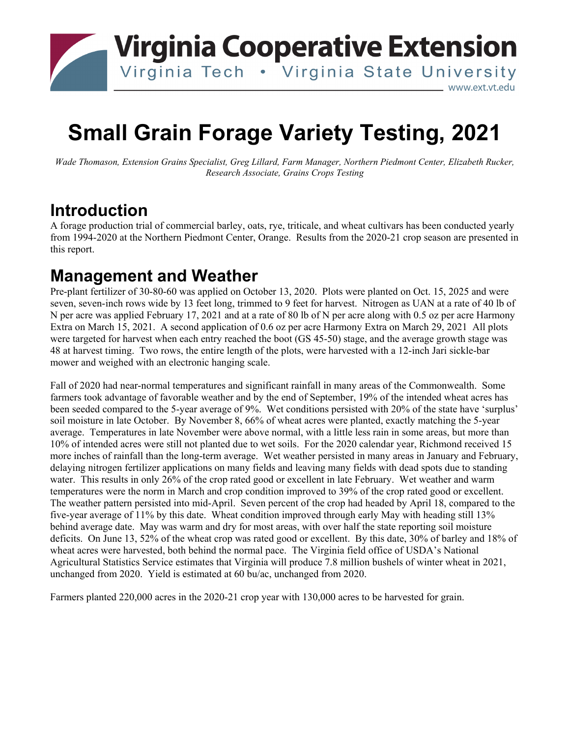# Small Grain Forage Variety Testing, 2021

*Wade Thomason, Extension Grains Specialist, Greg Lillard, Farm Manager, Northern Piedmont Center, Elizabeth Rucker, Research Associate, Grains Crops Testing*

## Introduction

A forage production trial of commercial barley, oats, rye, triticale, and wheat cultivars has been conducted yearly from 1994-2020 at the Northern Piedmont Center, Orange. Results from the 2020-21 crop season are presented in this report.

## Management and Weather

Pre-plant fertilizer of 30-80-60 was applied on October 13, 2020. Plots were planted on Oct. 15, 2025 and were seven, seven-inch rows wide by 13 feet long, trimmed to 9 feet for harvest. Nitrogen as UAN at a rate of 40 lb of N per acre was applied February 17, 2021 and at a rate of 80 lb of N per acre along with 0.5 oz per acre Harmony Extra on March 15, 2021. A second application of 0.6 oz per acre Harmony Extra on March 29, 2021 All plots were targeted for harvest when each entry reached the boot (GS 45-50) stage, and the average growth stage was 48 at harvest timing. Two rows, the entire length of the plots, were harvested with a 12-inch Jari sickle-bar mower and weighed with an electronic hanging scale.

Fall of 2020 had near-normal temperatures and significant rainfall in many areas of the Commonwealth. Some farmers took advantage of favorable weather and by the end of September, 19% of the intended wheat acres has been seeded compared to the 5-year average of 9%. Wet conditions persisted with 20% of the state have 'surplus' soil moisture in late October. By November 8, 66% of wheat acres were planted, exactly matching the 5-year average. Temperatures in late November were above normal, with a little less rain in some areas, but more than 10% of intended acres were still not planted due to wet soils. For the 2020 calendar year, Richmond received 15 more inches of rainfall than the long-term average. Wet weather persisted in many areas in January and February, delaying nitrogen fertilizer applications on many fields and leaving many fields with dead spots due to standing water. This results in only 26% of the crop rated good or excellent in late February. Wet weather and warm temperatures were the norm in March and crop condition improved to 39% of the crop rated good or excellent. The weather pattern persisted into mid-April. Seven percent of the crop had headed by April 18, compared to the five-year average of 11% by this date. Wheat condition improved through early May with heading still 13% behind average date. May was warm and dry for most areas, with over half the state reporting soil moisture deficits. On June 13, 52% of the wheat crop was rated good or excellent. By this date, 30% of barley and 18% of wheat acres were harvested, both behind the normal pace. The Virginia field office of USDA's National Agricultural Statistics Service estimates that Virginia will produce 7.8 million bushels of winter wheat in 2021, unchanged from 2020. Yield is estimated at 60 bu/ac, unchanged from 2020.

Farmers planted 220,000 acres in the 2020-21 crop year with 130,000 acres to be harvested for grain.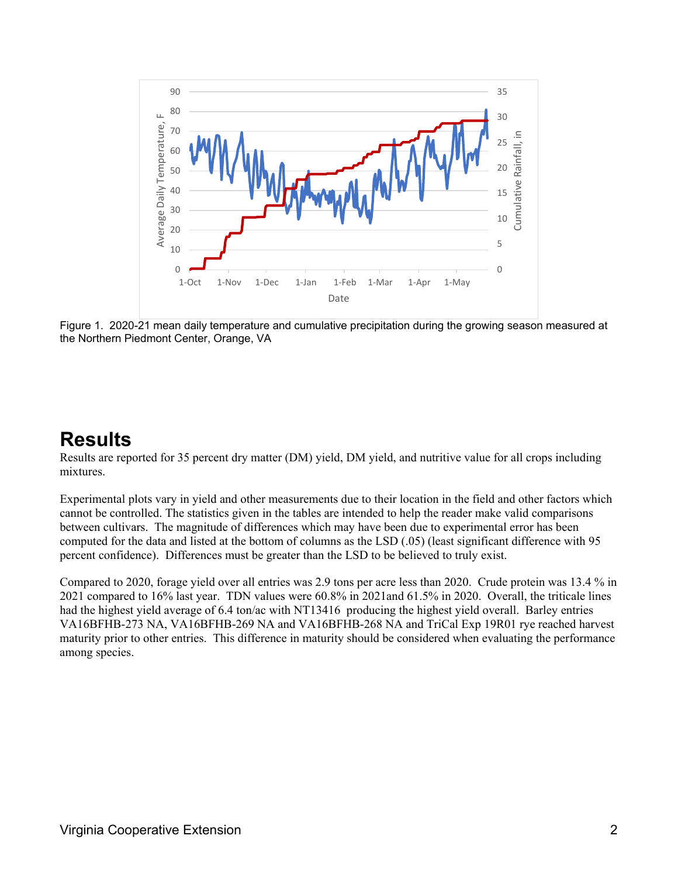Figure 1. 2020-21 mean daily temperature and cumulative precipitation during the growing season measured at the Northern Piedmont Center, Orange, VA

# Results

Results are reported for 35 percent dry matter (DM) yield, DM yield, and nutritive value for all crops including mixtures.

Experimental plots vary in yield and other measurements due to their location in the field and other factors which cannot be controlled. The statistics given in the tables are intended to help the reader make valid comparisons between cultivars. The magnitude of differences which may have been due to experimental error has been computed for the data and listed at the bottom of columns as the LSD (.05) (least significant difference with 95 percent confidence). Differences must be greater than the LSD to be believed to truly exist.

Compared to 2020, forage yield over all entries was 2.9 tons per acre less than 2020. Crude protein was 13.4 % in 2021 compared to 16% last year. TDN values were 60.8% in 2021and 61.5% in 2020. Overall, the triticale lines had the highest yield average of 6.4 ton/ac with NT13416 producing the highest yield overall. Barley entries VA16BFHB-273 NA, VA16BFHB-269 NA and VA16BFHB-268 NA and TriCal Exp 19R01 rye reached harvest maturity prior to other entries. This difference in maturity should be considered when evaluating the performance among species.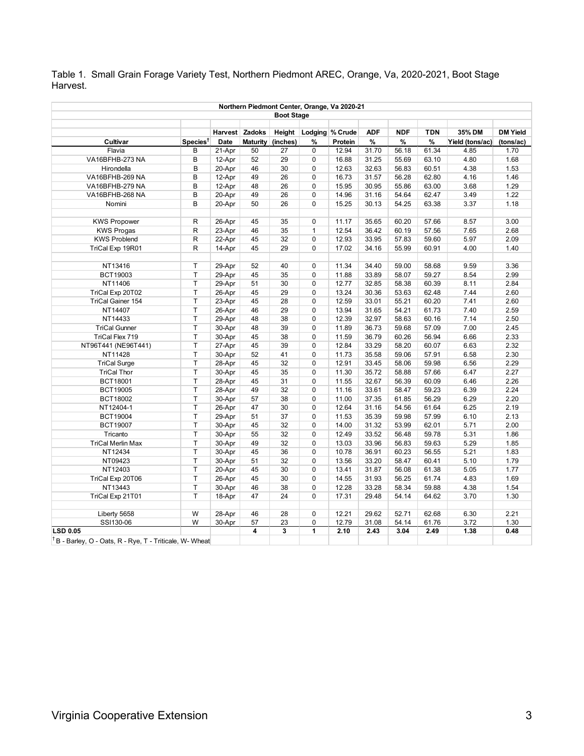Table 1. Small Grain Forage Variety Test, Northern Piedmont AREC, Orange, Va, 2020-2021, Boot Stage Harvest.

| Northern Piedmont Center, Orange, Va 2020-21 | | | | | | | | | | | |
|---|---|---|---|---|---|---|---|---|---|---|---|
| Boot Stage | | | | | | | | | | | |
| Cultivar | Species[†] | Harvest Date | Zadoks Maturity | Height (inches) | Lodging % | % Crude Protein | ADF % | NDF % | TDN % | 35% DM Yield (tons/ac) | DM Yield (tons/ac) |
| Flavia | B | 21-Apr | 50 | 27 | 0 | 12.94 | 31.70 | 56.18 | 61.34 | 4.85 | 1.70 |
| VA16BFHB-273 NA | B | 12-Apr | 52 | 29 | 0 | 16.88 | 31.25 | 55.69 | 63.10 | 4.80 | 1.68 |
| Hirondella | B | 20-Apr | 46 | 30 | 0 | 12.63 | 32.63 | 56.83 | 60.51 | 4.38 | 1.53 |
| VA16BFHB-269 NA | B | 12-Apr | 49 | 26 | 0 | 16.73 | 31.57 | 56.28 | 62.80 | 4.16 | 1.46 |
| VA16BFHB-279 NA | B | 12-Apr | 48 | 26 | 0 | 15.95 | 30.95 | 55.86 | 63.00 | 3.68 | 1.29 |
| VA16BFHB-268 NA | B | 20-Apr | 49 | 26 | 0 | 14.96 | 31.16 | 54.64 | 62.47 | 3.49 | 1.22 |
| Nomini | B | 20-Apr | 50 | 26 | 0 | 15.25 | 30.13 | 54.25 | 63.38 | 3.37 | 1.18 |
| | | | | | | | | | | | |
| KWS Propower | R | 26-Apr | 45 | 35 | 0 | 11.17 | 35.65 | 60.20 | 57.66 | 8.57 | 3.00 |
| KWS Progas | R | 23-Apr | 46 | 35 | 1 | 12.54 | 36.42 | 60.19 | 57.56 | 7.65 | 2.68 |
| KWS Problend | R | 22-Apr | 45 | 32 | 0 | 12.93 | 33.95 | 57.83 | 59.60 | 5.97 | 2.09 |
| TriCal Exp 19R01 | R | 14-Apr | 45 | 29 | 0 | 17.02 | 34.16 | 55.99 | 60.91 | 4.00 | 1.40 |
| | | | | | | | | | | | |
| NT13416 | T | 29-Apr | 52 | 40 | 0 | 11.34 | 34.40 | 59.00 | 58.68 | 9.59 | 3.36 |
| BCT19003 | T | 29-Apr | 45 | 35 | 0 | 11.88 | 33.89 | 58.07 | 59.27 | 8.54 | 2.99 |
| NT11406 | T | 29-Apr | 51 | 30 | 0 | 12.77 | 32.85 | 58.38 | 60.39 | 8.11 | 2.84 |
| TriCal Exp 20T02 | T | 26-Apr | 45 | 29 | 0 | 13.24 | 30.36 | 53.63 | 62.48 | 7.44 | 2.60 |
| TriCal Gainer 154 | T | 23-Apr | 45 | 28 | 0 | 12.59 | 33.01 | 55.21 | 60.20 | 7.41 | 2.60 |
| NT14407 | T | 26-Apr | 46 | 29 | 0 | 13.94 | 31.65 | 54.21 | 61.73 | 7.40 | 2.59 |
| NT14433 | T | 29-Apr | 48 | 38 | 0 | 12.39 | 32.97 | 58.63 | 60.16 | 7.14 | 2.50 |
| TriCal Gunner | T | 30-Apr | 48 | 39 | 0 | 11.89 | 36.73 | 59.68 | 57.09 | 7.00 | 2.45 |
| TriCal Flex 719 | T | 30-Apr | 45 | 38 | 0 | 11.59 | 36.79 | 60.26 | 56.94 | 6.66 | 2.33 |
| NT96T441 (NE96T441) | T | 27-Apr | 45 | 39 | 0 | 12.84 | 33.29 | 58.20 | 60.07 | 6.63 | 2.32 |
| NT11428 | T | 30-Apr | 52 | 41 | 0 | 11.73 | 35.58 | 59.06 | 57.91 | 6.58 | 2.30 |
| TriCal Surge | T | 28-Apr | 45 | 32 | 0 | 12.91 | 33.45 | 58.06 | 59.98 | 6.56 | 2.29 |
| TriCal Thor | T | 30-Apr | 45 | 35 | 0 | 11.30 | 35.72 | 58.88 | 57.66 | 6.47 | 2.27 |
| BCT18001 | T | 28-Apr | 45 | 31 | 0 | 11.55 | 32.67 | 56.39 | 60.09 | 6.46 | 2.26 |
| BCT19005 | T | 28-Apr | 49 | 32 | 0 | 11.16 | 33.61 | 58.47 | 59.23 | 6.39 | 2.24 |
| BCT18002 | T | 30-Apr | 57 | 38 | 0 | 11.00 | 37.35 | 61.85 | 56.29 | 6.29 | 2.20 |
| NT12404-1 | T | 26-Apr | 47 | 30 | 0 | 12.64 | 31.16 | 54.56 | 61.64 | 6.25 | 2.19 |
| BCT19004 | T | 29-Apr | 51 | 37 | 0 | 11.53 | 35.39 | 59.98 | 57.99 | 6.10 | 2.13 |
| BCT19007 | T | 30-Apr | 45 | 32 | 0 | 14.00 | 31.32 | 53.99 | 62.01 | 5.71 | 2.00 |
| Tricanto | T | 30-Apr | 55 | 32 | 0 | 12.49 | 33.52 | 56.48 | 59.78 | 5.31 | 1.86 |
| TriCal Merlin Max | T | 30-Apr | 49 | 32 | 0 | 13.03 | 33.96 | 56.83 | 59.63 | 5.29 | 1.85 |
| NT12434 | T | 30-Apr | 45 | 36 | 0 | 10.78 | 36.91 | 60.23 | 56.55 | 5.21 | 1.83 |
| NT09423 | T | 30-Apr | 51 | 32 | 0 | 13.56 | 33.20 | 58.47 | 60.41 | 5.10 | 1.79 |
| NT12403 | T | 20-Apr | 45 | 30 | 0 | 13.41 | 31.87 | 56.08 | 61.38 | 5.05 | 1.77 |
| TriCal Exp 20T06 | T | 26-Apr | 45 | 30 | 0 | 14.55 | 31.93 | 56.25 | 61.74 | 4.83 | 1.69 |
| NT13443 | T | 30-Apr | 46 | 38 | 0 | 12.28 | 33.28 | 58.34 | 59.88 | 4.38 | 1.54 |
| TriCal Exp 21T01 | T | 18-Apr | 47 | 24 | 0 | 17.31 | 29.48 | 54.14 | 64.62 | 3.70 | 1.30 |
| | | | | | | | | | | | |
| Liberty 5658 | W | 28-Apr | 46 | 28 | 0 | 12.21 | 29.62 | 52.71 | 62.68 | 6.30 | 2.21 |
| SSI130-06 | W | 30-Apr | 57 | 23 | 0 | 12.79 | 31.08 | 54.14 | 61.76 | 3.72 | 1.30 |
| **LSD 0.05** | | | **4** | **3** | **1** | **2.10** | **2.43** | **3.04** | **2.49** | **1.38** | **0.48** |

[†] B - Barley, O - Oats, R - Rye, T - Triticale, W- Wheat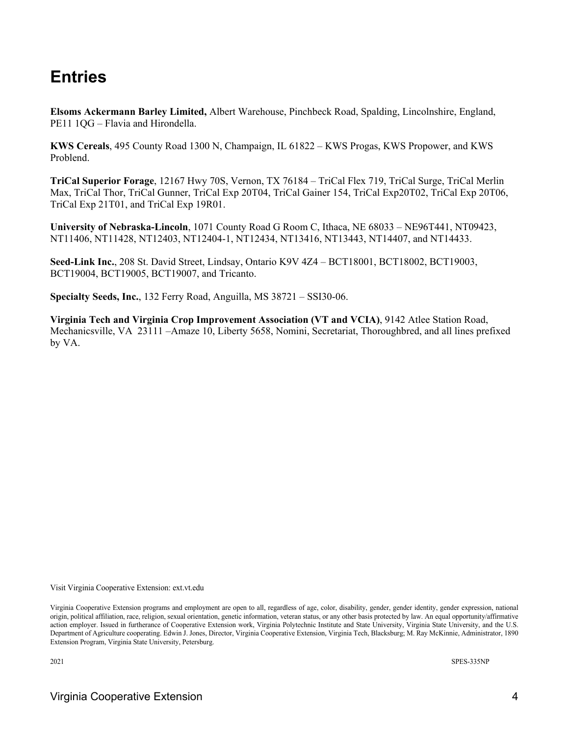## Entries

**Elsoms Ackermann Barley Limited,** Albert Warehouse, Pinchbeck Road, Spalding, Lincolnshire, England, PE11 1QG – Flavia and Hirondella.

**KWS Cereals**, 495 County Road 1300 N, Champaign, IL 61822 – KWS Progas, KWS Propower, and KWS Problend.

**TriCal Superior Forage**, 12167 Hwy 70S, Vernon, TX 76184 – TriCal Flex 719, TriCal Surge, TriCal Merlin Max, TriCal Thor, TriCal Gunner, TriCal Exp 20T04, TriCal Gainer 154, TriCal Exp20T02, TriCal Exp 20T06, TriCal Exp 21T01, and TriCal Exp 19R01.

**University of Nebraska-Lincoln**, 1071 County Road G Room C, Ithaca, NE 68033 – NE96T441, NT09423, NT11406, NT11428, NT12403, NT12404-1, NT12434, NT13416, NT13443, NT14407, and NT14433.

**Seed-Link Inc.**, 208 St. David Street, Lindsay, Ontario K9V 4Z4 – BCT18001, BCT18002, BCT19003, BCT19004, BCT19005, BCT19007, and Tricanto.

**Specialty Seeds, Inc.**, 132 Ferry Road, Anguilla, MS 38721 – SSI30-06.

**Virginia Tech and Virginia Crop Improvement Association (VT and VCIA)**, 9142 Atlee Station Road, Mechanicsville, VA 23111 –Amaze 10, Liberty 5658, Nomini, Secretariat, Thoroughbred, and all lines prefixed by VA.

Visit Virginia Cooperative Extension: ext.vt.edu

Virginia Cooperative Extension programs and employment are open to all, regardless of age, color, disability, gender, gender identity, gender expression, national origin, political affiliation, race, religion, sexual orientation, genetic information, veteran status, or any other basis protected by law. An equal opportunity/affirmative action employer. Issued in furtherance of Cooperative Extension work, Virginia Polytechnic Institute and State University, Virginia State University, and the U.S. Department of Agriculture cooperating. Edwin J. Jones, Director, Virginia Cooperative Extension, Virginia Tech, Blacksburg; M. Ray McKinnie, Administrator, 1890 Extension Program, Virginia State University, Petersburg.

2021 SPES-335NP